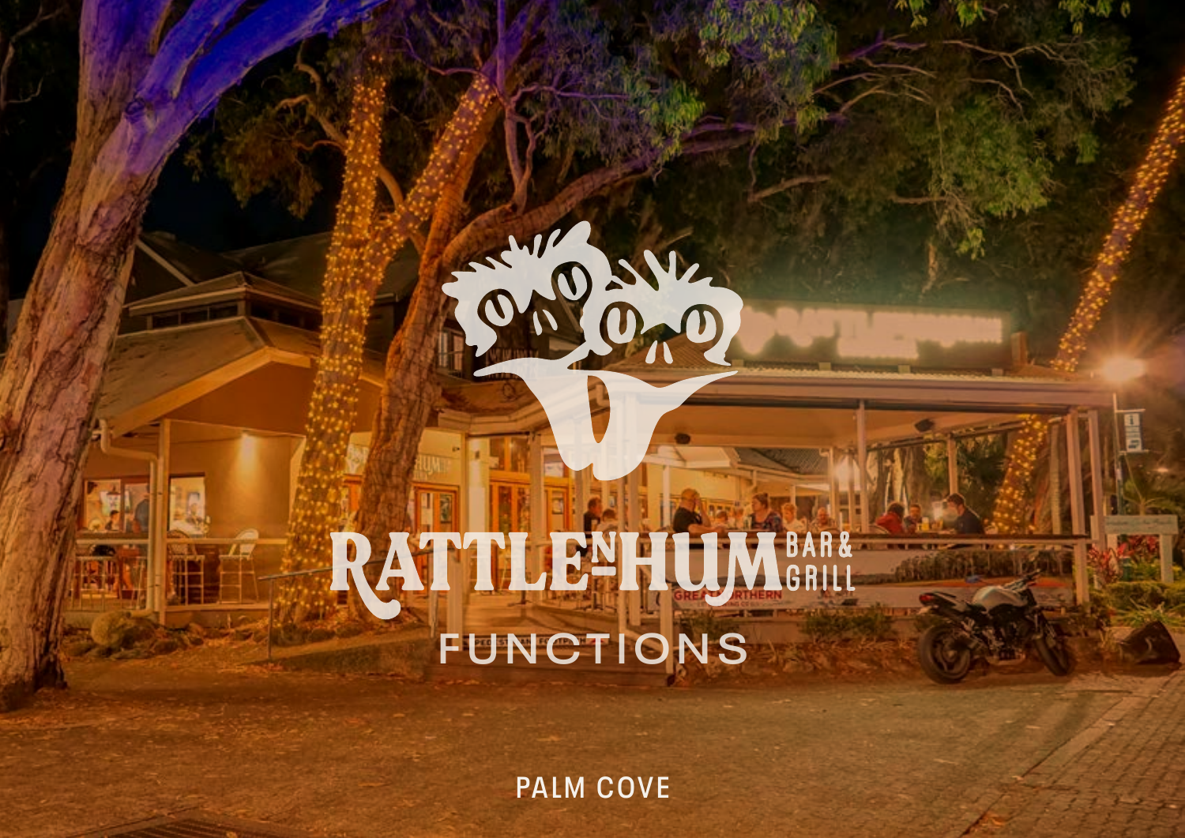# RATTLE N HUM BAR & GRILL

## FUNCTIONS

PALM COVE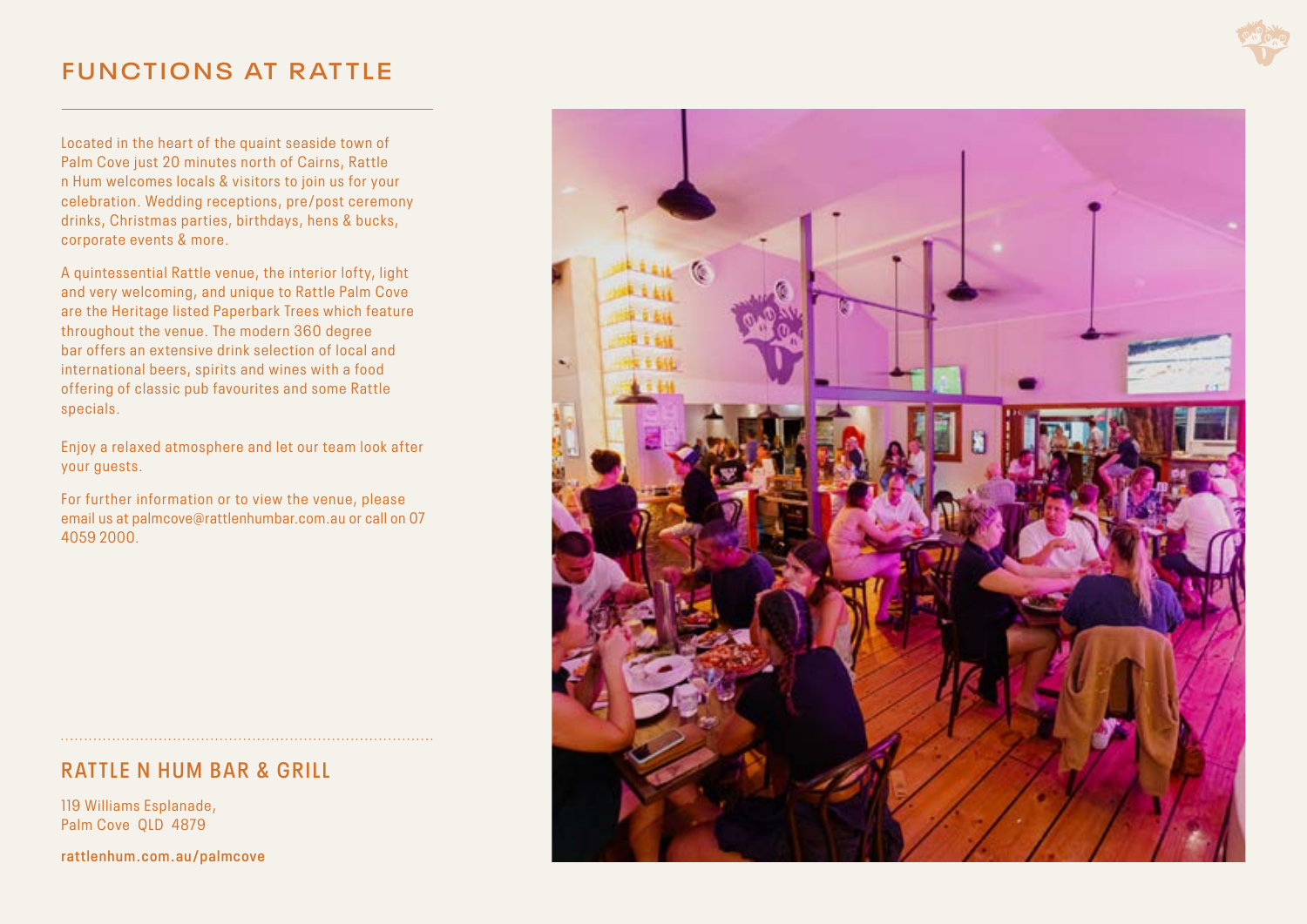# FUNCTIONS AT RATTLE

Located in the heart of the quaint seaside town of Palm Cove just 20 minutes north of Cairns, Rattle n Hum welcomes locals & visitors to join us for your celebration. Wedding receptions, pre/post ceremony drinks, Christmas parties, birthdays, hens & bucks, corporate events & more.

A quintessential Rattle venue, the interior lofty, light and very welcoming, and unique to Rattle Palm Cove are the Heritage listed Paperbark Trees which feature throughout the venue. The modern 360 degree bar offers an extensive drink selection of local and international beers, spirits and wines with a food offering of classic pub favourites and some Rattle specials.

Enjoy a relaxed atmosphere and let our team look after your guests.

For further information or to view the venue, please email us at palmcove@rattlenhumbar.com.au or call on 07 4059 2000.

## RATTLE N HUM BAR & GRILL

119 Williams Esplanade,
Palm Cove QLD 4879

rattlenhum.com.au/palmcove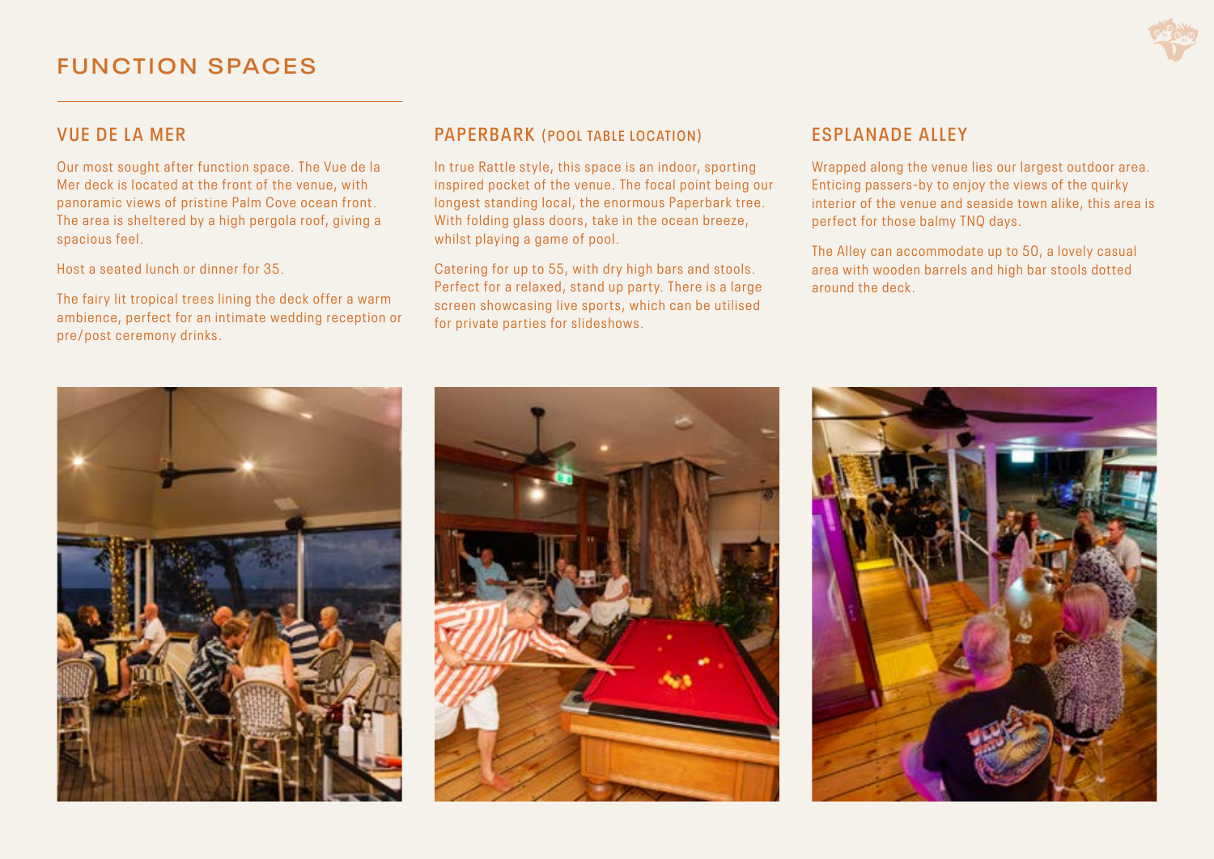# FUNCTION SPACES

## VUE DE LA MER

Our most sought after function space. The Vue de la Mer deck is located at the front of the venue, with panoramic views of pristine Palm Cove ocean front. The area is sheltered by a high pergola roof, giving a spacious feel.

Host a seated lunch or dinner for 35.

The fairy lit tropical trees lining the deck offer a warm ambience, perfect for an intimate wedding reception or pre/post ceremony drinks.

## PAPERBARK (POOL TABLE LOCATION)

In true Rattle style, this space is an indoor, sporting inspired pocket of the venue. The focal point being our longest standing local, the enormous Paperbark tree. With folding glass doors, take in the ocean breeze, whilst playing a game of pool.

Catering for up to 55, with dry high bars and stools. Perfect for a relaxed, stand up party. There is a large screen showcasing live sports, which can be utilised for private parties for slideshows.

## ESPLANADE ALLEY

Wrapped along the venue lies our largest outdoor area. Enticing passers-by to enjoy the views of the quirky interior of the venue and seaside town alike, this area is perfect for those balmy TNQ days.

The Alley can accommodate up to 50, a lovely casual area with wooden barrels and high bar stools dotted around the deck.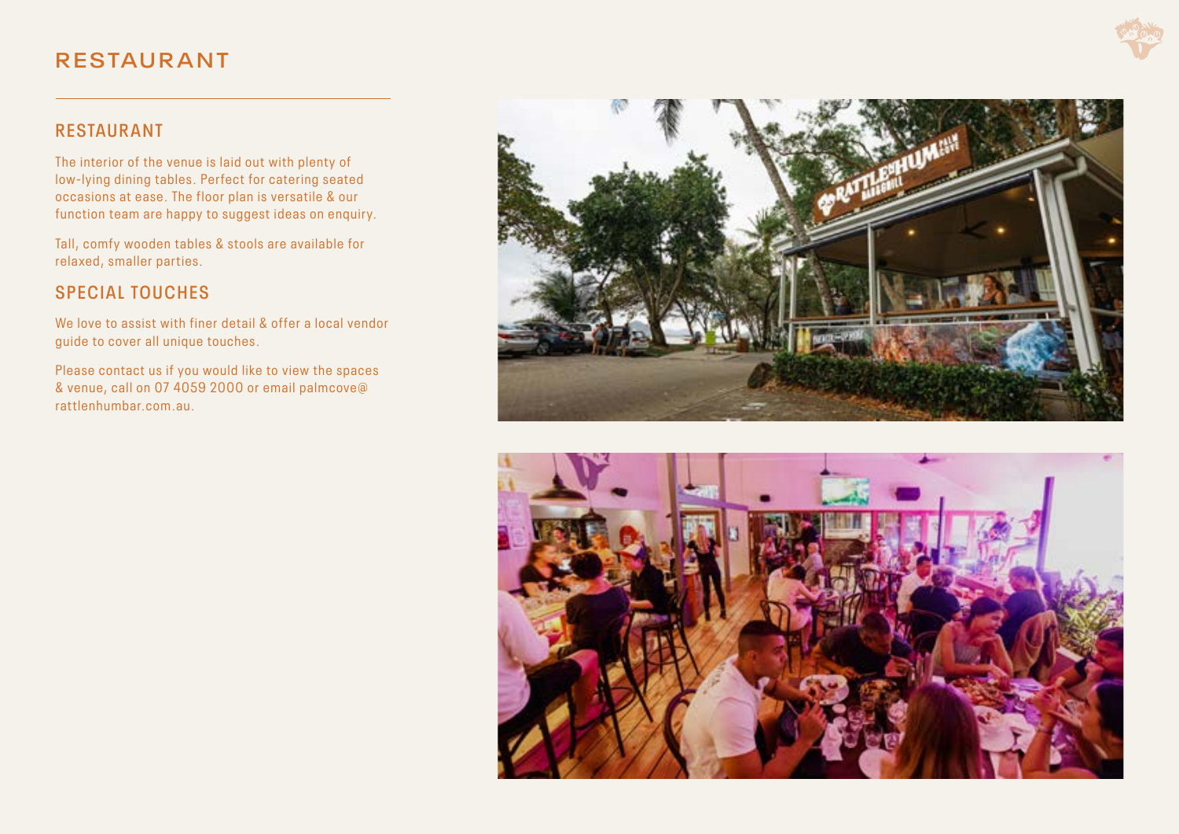# RESTAURANT

## RESTAURANT

The interior of the venue is laid out with plenty of low-lying dining tables. Perfect for catering seated occasions at ease. The floor plan is versatile & our function team are happy to suggest ideas on enquiry.

Tall, comfy wooden tables & stools are available for relaxed, smaller parties.

## SPECIAL TOUCHES

We love to assist with finer detail & offer a local vendor guide to cover all unique touches.

Please contact us if you would like to view the spaces & venue, call on 07 4059 2000 or email palmcove@rattlenhumbar.com.au.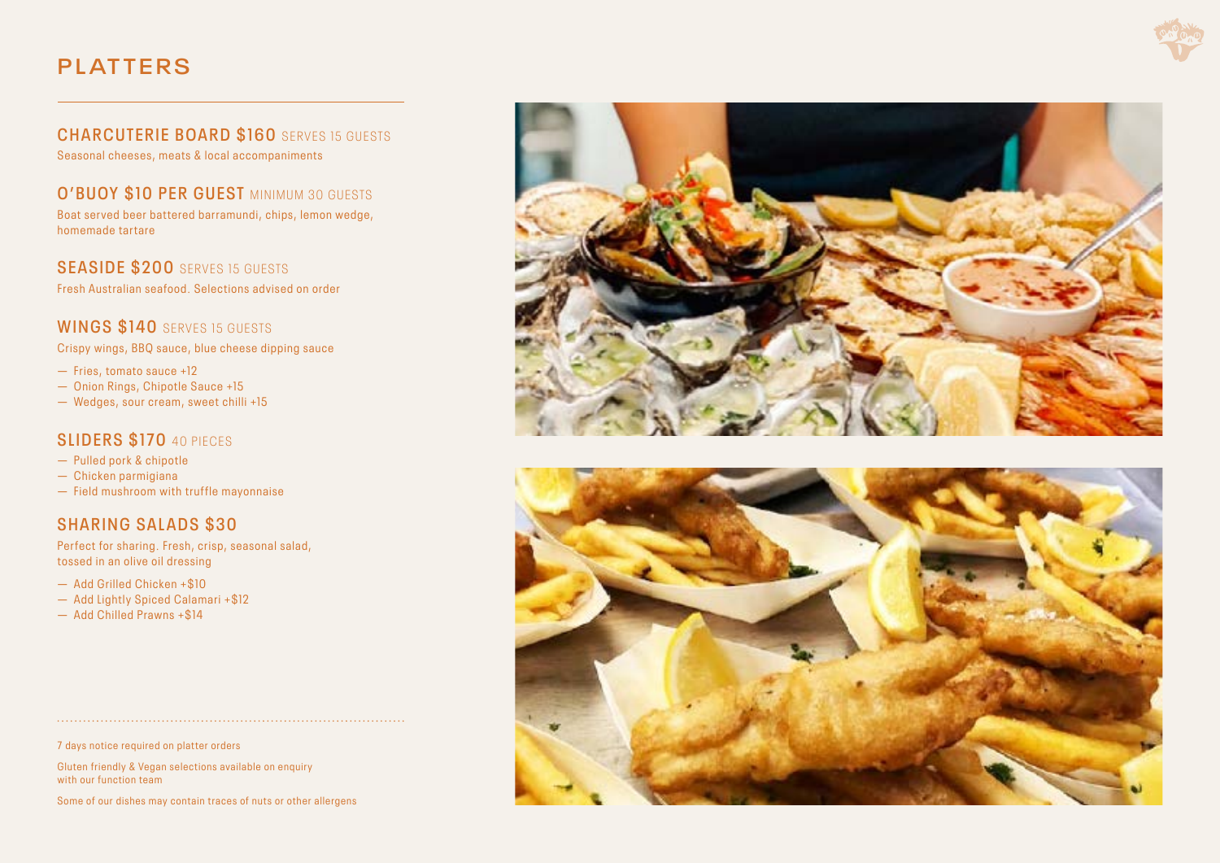# PLATTERS

## CHARCUTERIE BOARD $160 SERVES 15 GUESTS

Seasonal cheeses, meats & local accompaniments

## O'BUOY $10 PER GUEST MINIMUM 30 GUESTS

Boat served beer battered barramundi, chips, lemon wedge, homemade tartare

## SEASIDE $200 SERVES 15 GUESTS

Fresh Australian seafood. Selections advised on order

## WINGS $140 SERVES 15 GUESTS

Crispy wings, BBQ sauce, blue cheese dipping sauce

- Fries, tomato sauce +12
- Onion Rings, Chipotle Sauce +15
- Wedges, sour cream, sweet chilli +15

## SLIDERS $170 40 PIECES

- Pulled pork & chipotle
- Chicken parmigiana
- Field mushroom with truffle mayonnaise

## SHARING SALADS $30

Perfect for sharing. Fresh, crisp, seasonal salad, tossed in an olive oil dressing

- Add Grilled Chicken +$10
- Add Lightly Spiced Calamari +$12
- Add Chilled Prawns +$14

---

7 days notice required on platter orders

Gluten friendly & Vegan selections available on enquiry with our function team

Some of our dishes may contain traces of nuts or other allergens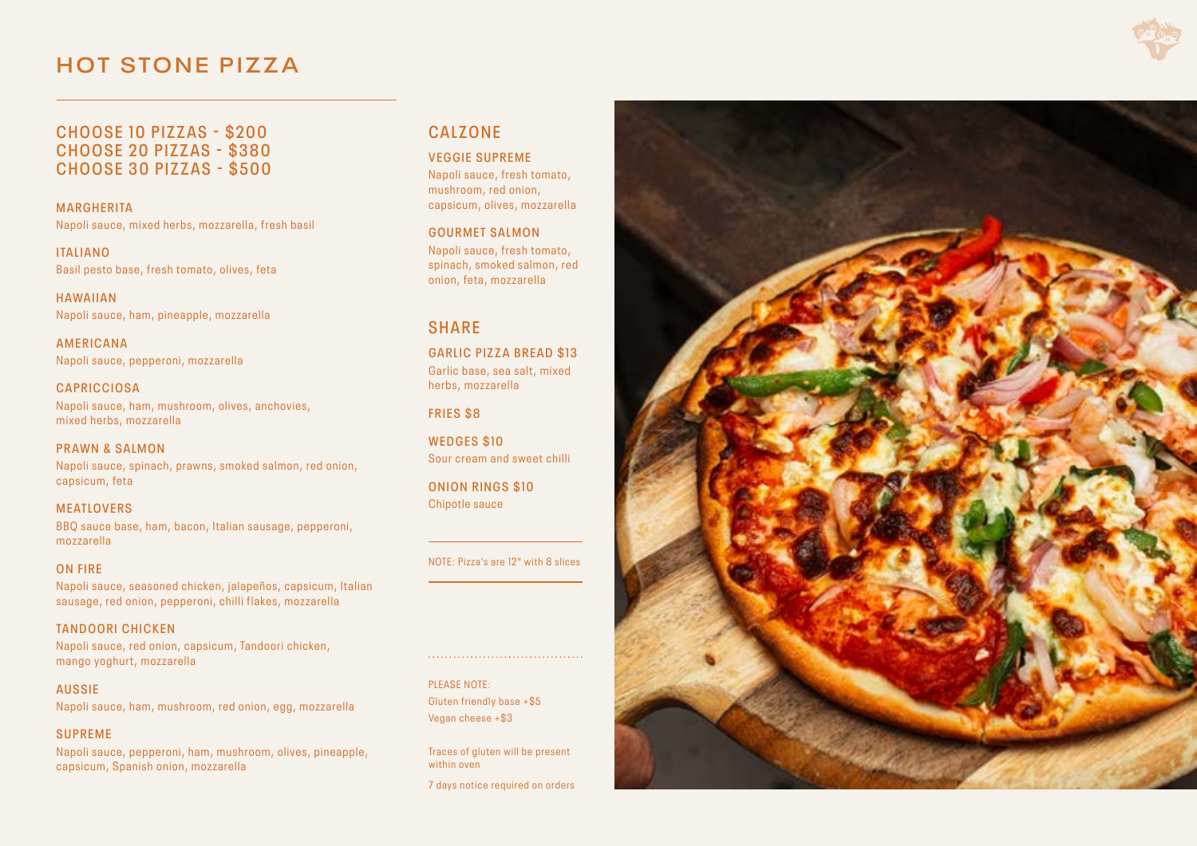# HOT STONE PIZZA

## CHOOSE 10 PIZZAS - $200
## CHOOSE 20 PIZZAS - $380
## CHOOSE 30 PIZZAS - $500

### MARGHERITA
Napoli sauce, mixed herbs, mozzarella, fresh basil

### ITALIANO
Basil pesto base, fresh tomato, olives, feta

### HAWAIIAN
Napoli sauce, ham, pineapple, mozzarella

### AMERICANA
Napoli sauce, pepperoni, mozzarella

### CAPRICCIOSA
Napoli sauce, ham, mushroom, olives, anchovies, mixed herbs, mozzarella

### PRAWN & SALMON
Napoli sauce, spinach, prawns, smoked salmon, red onion, capsicum, feta

### MEATLOVERS
BBQ sauce base, ham, bacon, Italian sausage, pepperoni, mozzarella

### ON FIRE
Napoli sauce, seasoned chicken, jalapeños, capsicum, Italian sausage, red onion, pepperoni, chilli flakes, mozzarella

### TANDOORI CHICKEN
Napoli sauce, red onion, capsicum, Tandoori chicken, mango yoghurt, mozzarella

### AUSSIE
Napoli sauce, ham, mushroom, red onion, egg, mozzarella

### SUPREME
Napoli sauce, pepperoni, ham, mushroom, olives, pineapple, capsicum, Spanish onion, mozzarella

## CALZONE

### VEGGIE SUPREME
Napoli sauce, fresh tomato, mushroom, red onion, capsicum, olives, mozzarella

### GOURMET SALMON
Napoli sauce, fresh tomato, spinach, smoked salmon, red onion, feta, mozzarella

## SHARE

### GARLIC PIZZA BREAD $13
Garlic base, sea salt, mixed herbs, mozzarella

### FRIES $8

### WEDGES $10
Sour cream and sweet chilli

### ONION RINGS $10
Chipotle sauce

NOTE: Pizza's are 12" with 8 slices

PLEASE NOTE:
Gluten friendly base +$5
Vegan cheese +$3

Traces of gluten will be present within oven

7 days notice required on orders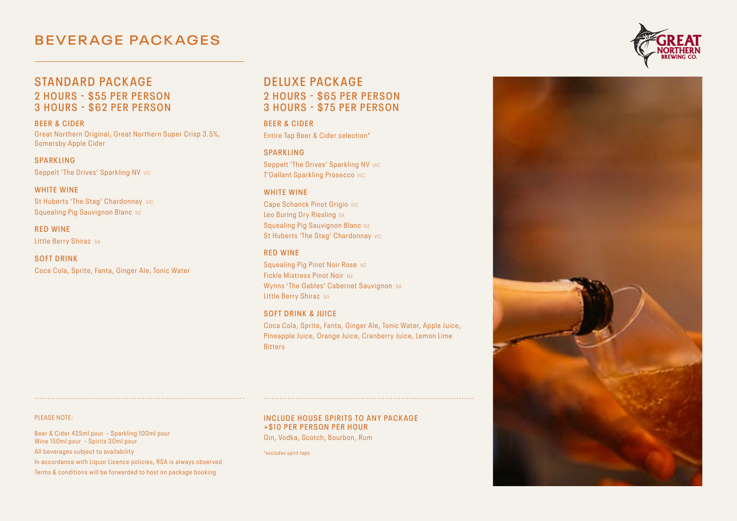# BEVERAGE PACKAGES

## STANDARD PACKAGE
### 2 HOURS - $55 PER PERSON
### 3 HOURS - $62 PER PERSON

**BEER & CIDER**
Great Northern Original, Great Northern Super Crisp 3.5%, Somersby Apple Cider

**SPARKLING**
Seppelt 'The Drives' Sparkling NV VIC

**WHITE WINE**
St Huberts 'The Stag' Chardonnay VIC
Squealing Pig Sauvignon Blanc NZ

**RED WINE**
Little Berry Shiraz SA

**SOFT DRINK**
Coca Cola, Sprite, Fanta, Ginger Ale, Tonic Water

## DELUXE PACKAGE
### 2 HOURS - $65 PER PERSON
### 3 HOURS - $75 PER PERSON

**BEER & CIDER**
Entire Tap Beer & Cider selection*

**SPARKLING**
Seppelt 'The Drives' Sparkling NV VIC
T'Gallant Sparkling Prosecco VIC

**WHITE WINE**
Cape Schanck Pinot Grigio VIC
Leo Buring Dry Riesling SA
Squealing Pig Sauvignon Blanc NZ
St Huberts 'The Stag' Chardonnay VIC

**RED WINE**
Squealing Pig Pinot Noir Rose NZ
Fickle Mistress Pinot Noir NZ
Wynns 'The Gables' Cabernet Sauvignon SA
Little Berry Shiraz SA

**SOFT DRINK & JUICE**
Coca Cola, Sprite, Fanta, Ginger Ale, Tonic Water, Apple Juice, Pineapple Juice, Orange Juice, Cranberry Juice, Lemon Lime Bitters

PLEASE NOTE:

Beer & Cider 425ml pour - Sparkling 100ml pour
Wine 150ml pour - Spirits 30ml pour
All beverages subject to availability
In accordance with Liquor Licence policies, RSA is always observed
Terms & conditions will be forwarded to host on package booking

**INCLUDE HOUSE SPIRITS TO ANY PACKAGE +$10 PER PERSON PER HOUR**
Gin, Vodka, Scotch, Bourbon, Rum

*excludes spirit taps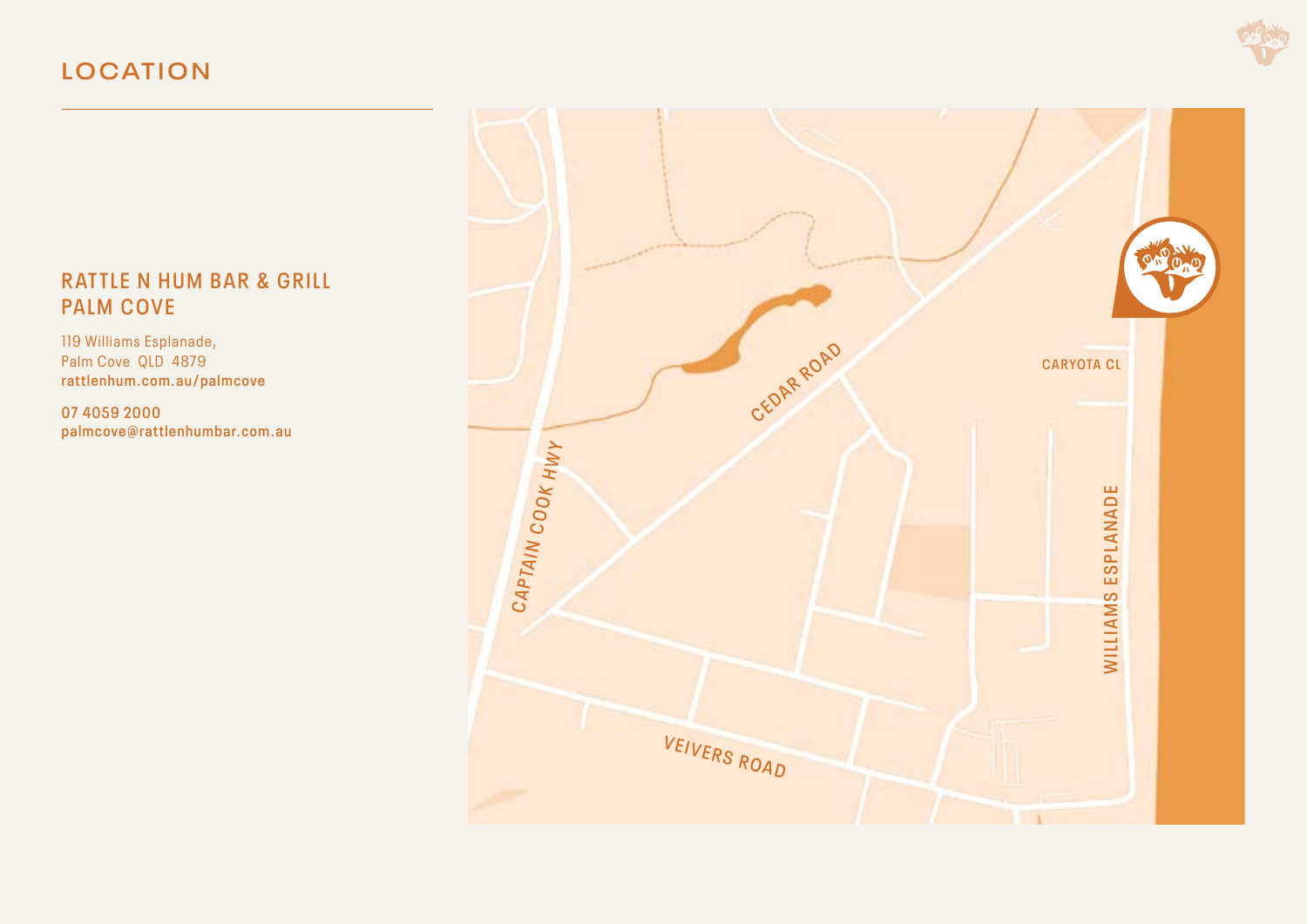# LOCATION

## RATTLE N HUM BAR & GRILL PALM COVE

119 Williams Esplanade,
Palm Cove QLD 4879
rattlenhum.com.au/palmcove

07 4059 2000
palmcove@rattlenhumbar.com.au

CEDAR ROAD
CARYOTA CL
CAPTAIN COOK HWY
WILLIAMS ESPLANADE
VEIVERS ROAD